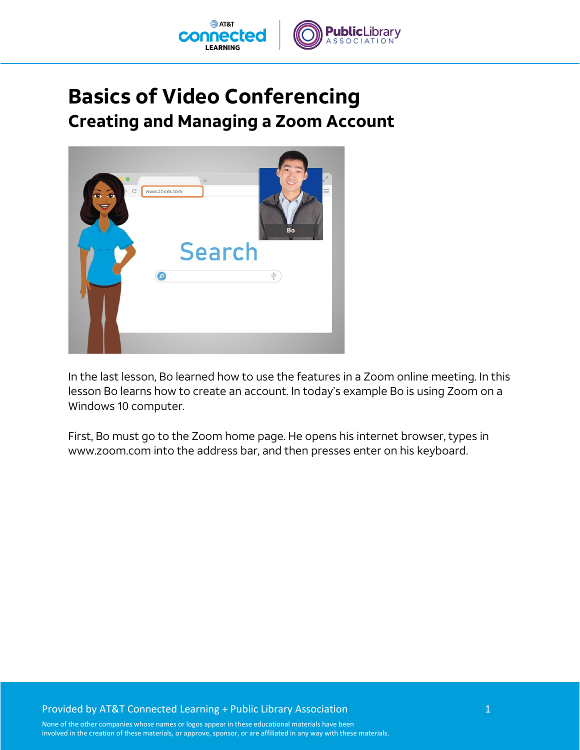# Basics of Video Conferencing

## Creating and Managing a Zoom Account

In the last lesson, Bo learned how to use the features in a Zoom online meeting. In this lesson Bo learns how to create an account. In today's example Bo is using Zoom on a Windows 10 computer.

First, Bo must go to the Zoom home page. He opens his internet browser, types in www.zoom.com into the address bar, and then presses enter on his keyboard.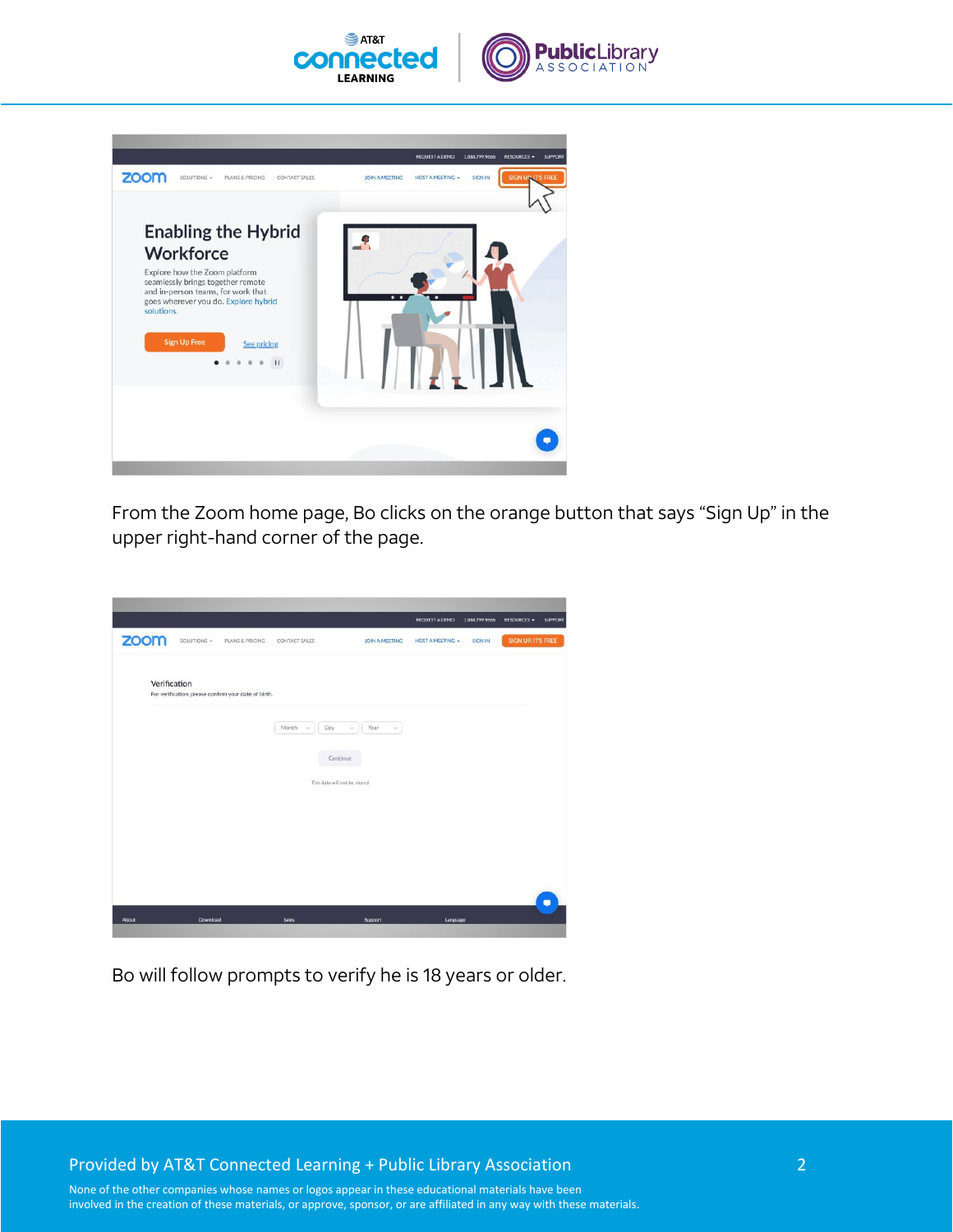From the Zoom home page, Bo clicks on the orange button that says “Sign Up” in the upper right-hand corner of the page.

Bo will follow prompts to verify he is 18 years or older.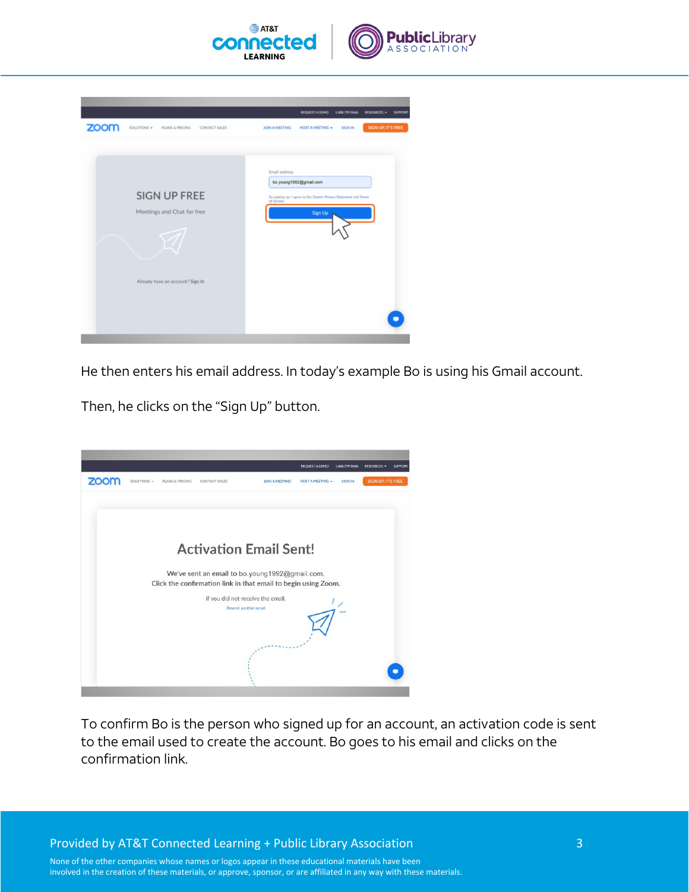He then enters his email address. In today's example Bo is using his Gmail account.

Then, he clicks on the "Sign Up" button.

To confirm Bo is the person who signed up for an account, an activation code is sent to the email used to create the account. Bo goes to his email and clicks on the confirmation link.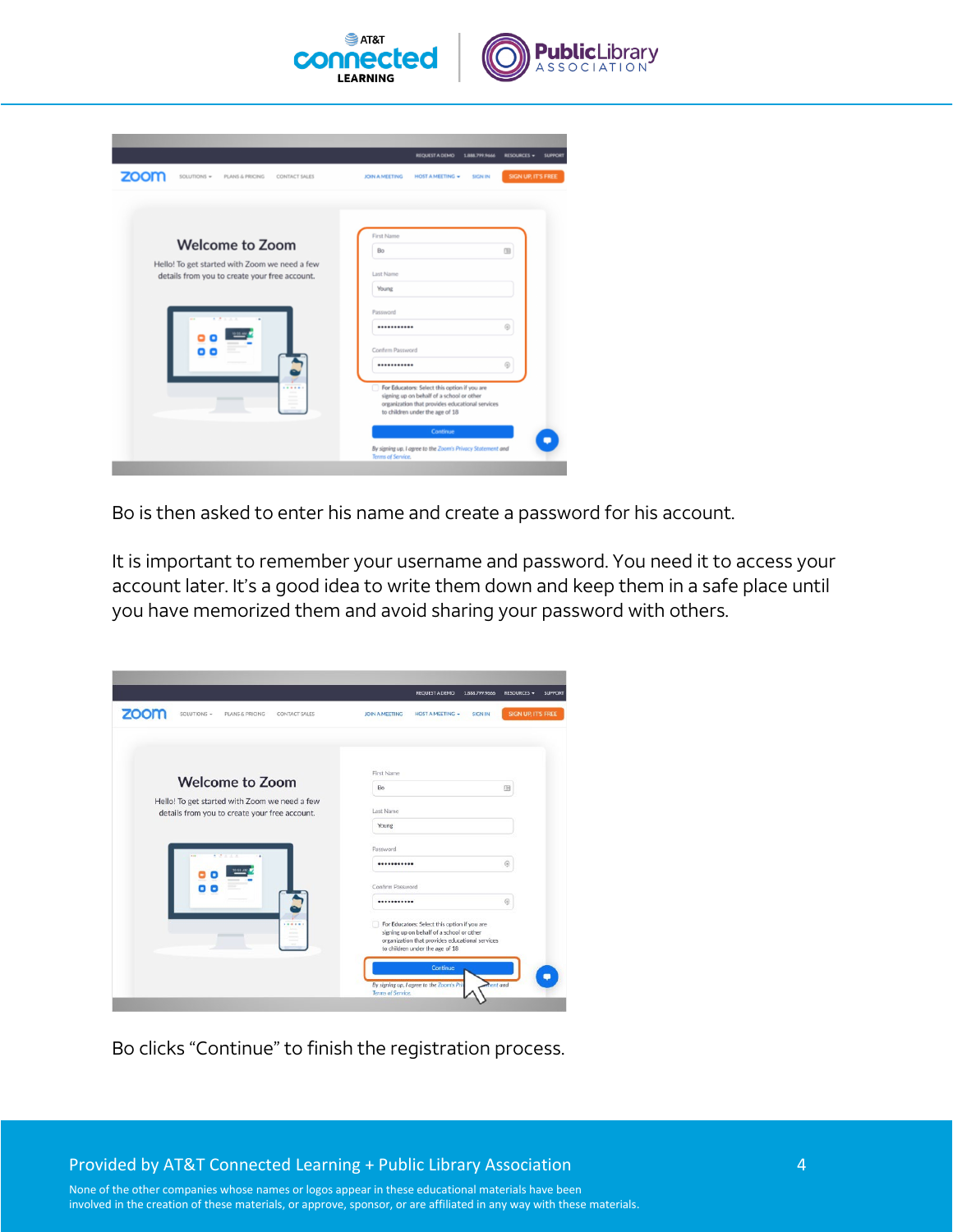Bo is then asked to enter his name and create a password for his account.

It is important to remember your username and password. You need it to access your account later. It's a good idea to write them down and keep them in a safe place until you have memorized them and avoid sharing your password with others.

Bo clicks "Continue" to finish the registration process.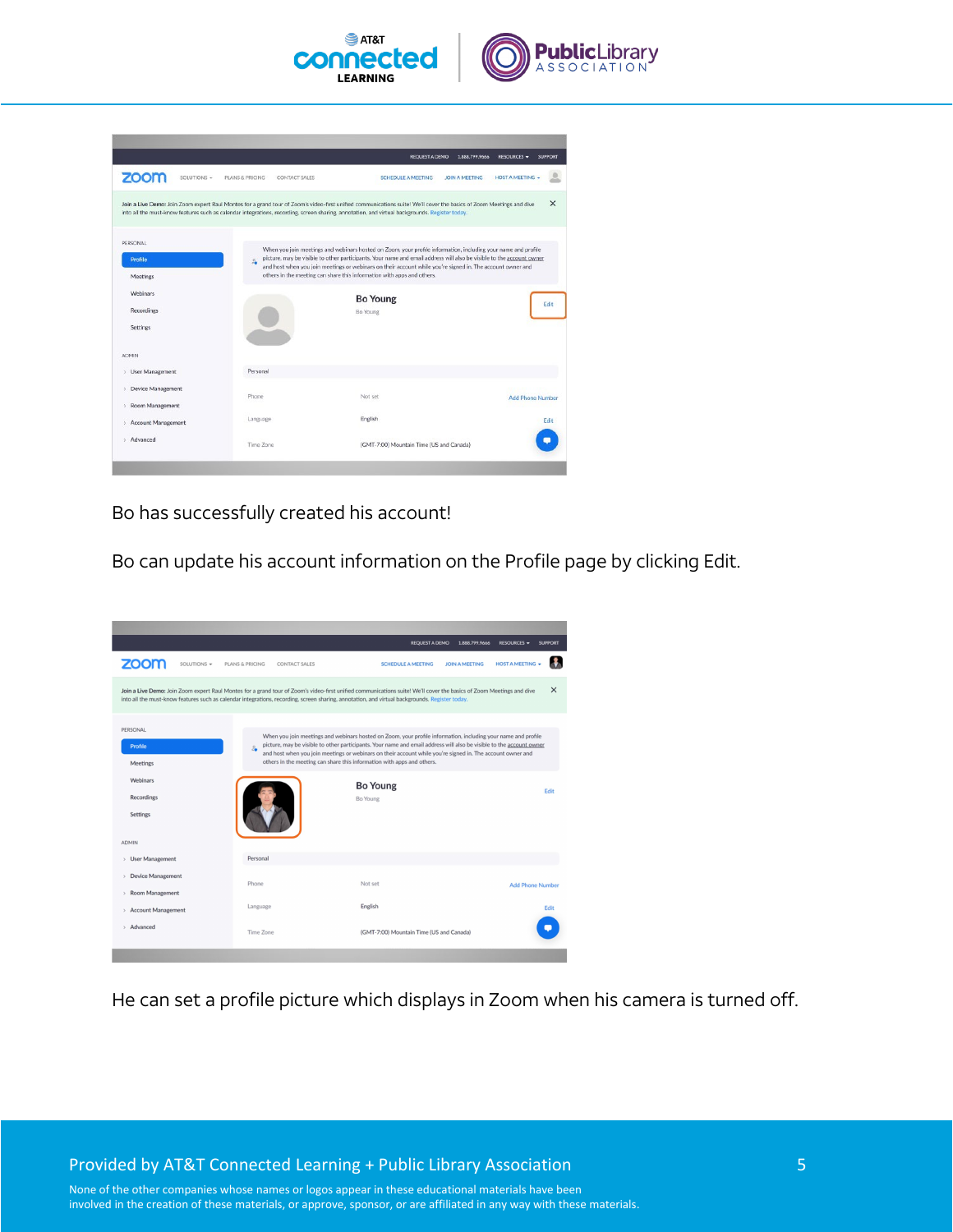Bo has successfully created his account!

Bo can update his account information on the Profile page by clicking Edit.

He can set a profile picture which displays in Zoom when his camera is turned off.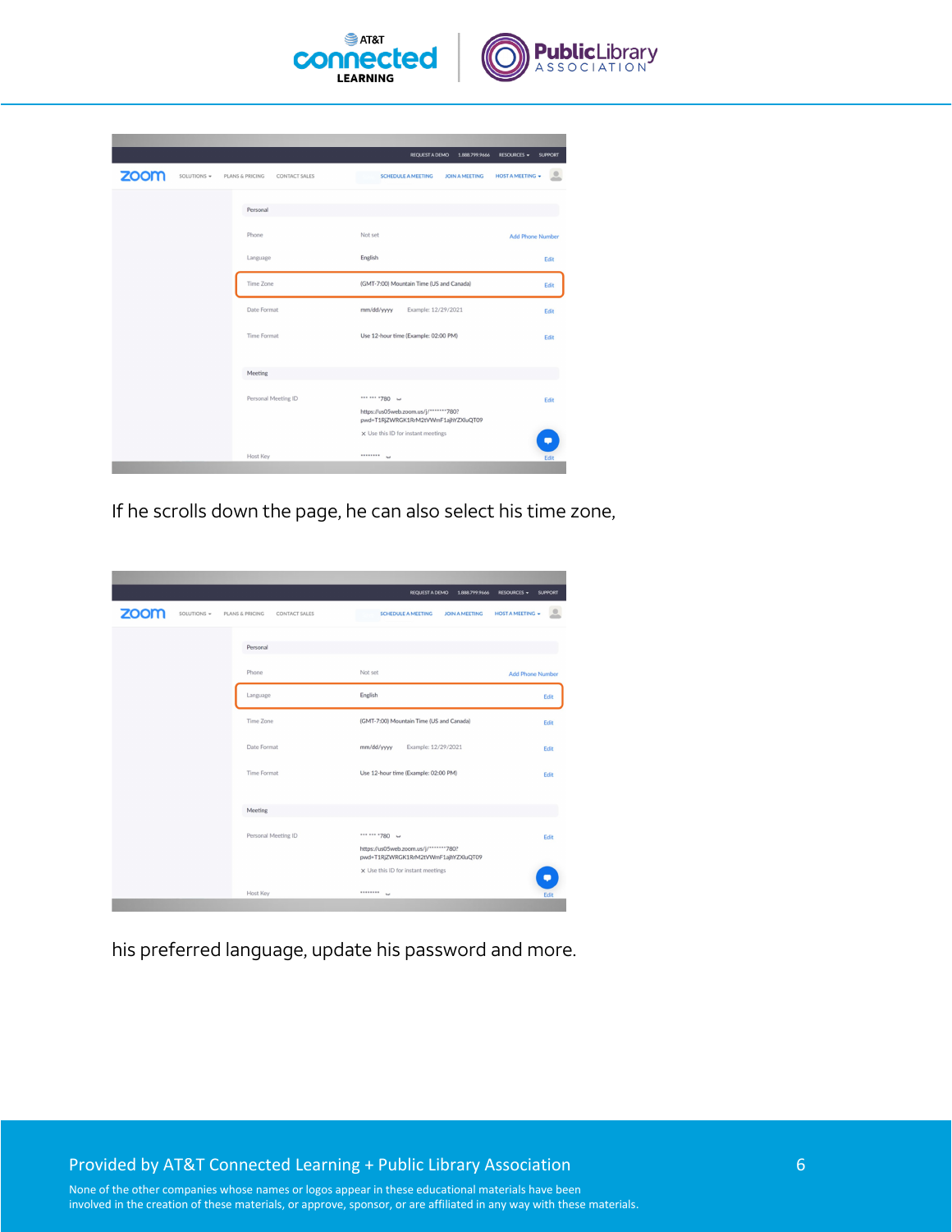If he scrolls down the page, he can also select his time zone,

his preferred language, update his password and more.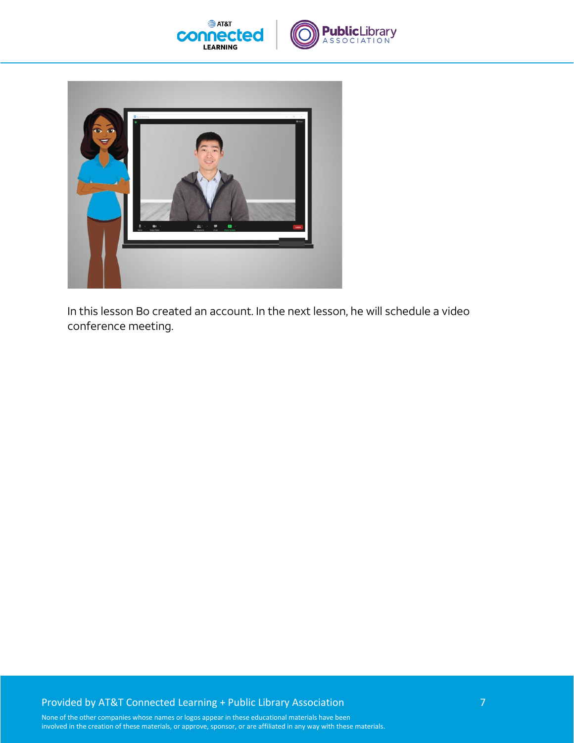In this lesson Bo created an account. In the next lesson, he will schedule a video conference meeting.